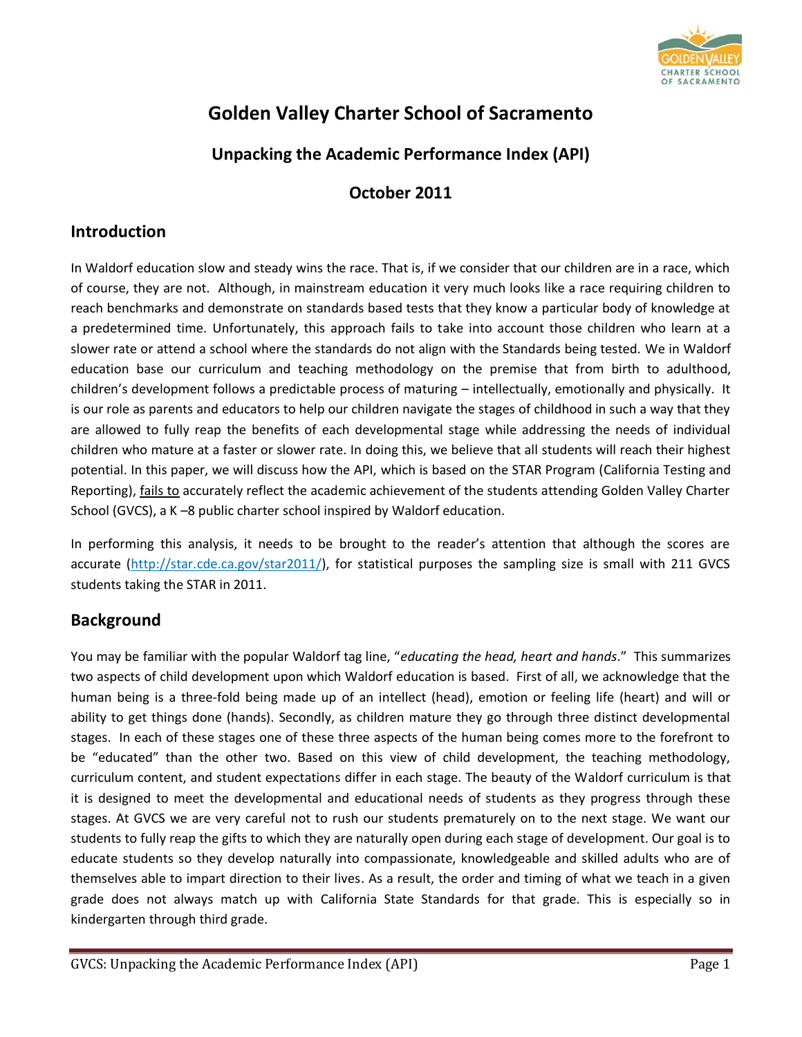# Golden Valley Charter School of Sacramento

## Unpacking the Academic Performance Index (API)

## October 2011

## Introduction

In Waldorf education slow and steady wins the race. That is, if we consider that our children are in a race, which of course, they are not. Although, in mainstream education it very much looks like a race requiring children to reach benchmarks and demonstrate on standards based tests that they know a particular body of knowledge at a predetermined time. Unfortunately, this approach fails to take into account those children who learn at a slower rate or attend a school where the standards do not align with the Standards being tested. We in Waldorf education base our curriculum and teaching methodology on the premise that from birth to adulthood, children's development follows a predictable process of maturing – intellectually, emotionally and physically. It is our role as parents and educators to help our children navigate the stages of childhood in such a way that they are allowed to fully reap the benefits of each developmental stage while addressing the needs of individual children who mature at a faster or slower rate. In doing this, we believe that all students will reach their highest potential. In this paper, we will discuss how the API, which is based on the STAR Program (California Testing and Reporting), fails to accurately reflect the academic achievement of the students attending Golden Valley Charter School (GVCS), a K –8 public charter school inspired by Waldorf education.

In performing this analysis, it needs to be brought to the reader's attention that although the scores are accurate (http://star.cde.ca.gov/star2011/), for statistical purposes the sampling size is small with 211 GVCS students taking the STAR in 2011.

## Background

You may be familiar with the popular Waldorf tag line, "*educating the head, heart and hands*." This summarizes two aspects of child development upon which Waldorf education is based. First of all, we acknowledge that the human being is a three-fold being made up of an intellect (head), emotion or feeling life (heart) and will or ability to get things done (hands). Secondly, as children mature they go through three distinct developmental stages. In each of these stages one of these three aspects of the human being comes more to the forefront to be "educated" than the other two. Based on this view of child development, the teaching methodology, curriculum content, and student expectations differ in each stage. The beauty of the Waldorf curriculum is that it is designed to meet the developmental and educational needs of students as they progress through these stages. At GVCS we are very careful not to rush our students prematurely on to the next stage. We want our students to fully reap the gifts to which they are naturally open during each stage of development. Our goal is to educate students so they develop naturally into compassionate, knowledgeable and skilled adults who are of themselves able to impart direction to their lives. As a result, the order and timing of what we teach in a given grade does not always match up with California State Standards for that grade. This is especially so in kindergarten through third grade.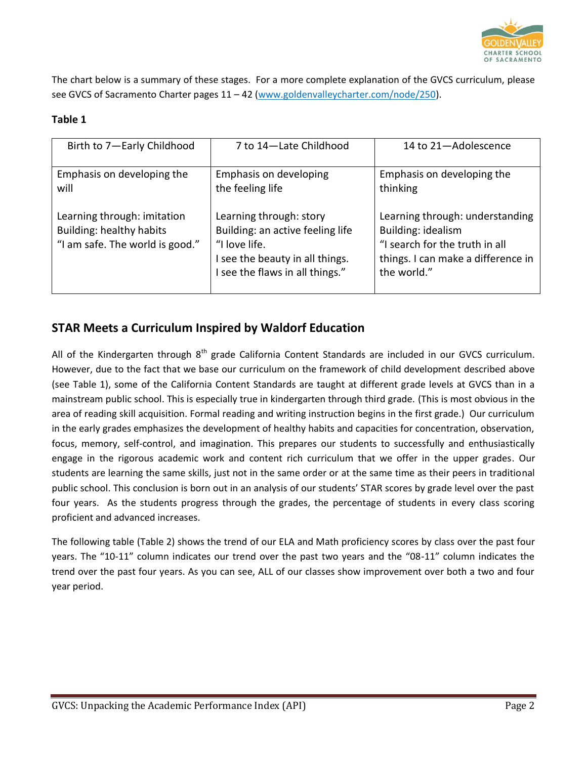The chart below is a summary of these stages. For a more complete explanation of the GVCS curriculum, please see GVCS of Sacramento Charter pages 11 – 42 (www.goldenvalleycharter.com/node/250).

**Table 1**

| Birth to 7—Early Childhood | 7 to 14—Late Childhood | 14 to 21—Adolescence |
|---|---|---|
| Emphasis on developing the will<br><br>Learning through: imitation<br>Building: healthy habits<br>"I am safe. The world is good." | Emphasis on developing the feeling life<br><br>Learning through: story<br>Building: an active feeling life<br>"I love life.<br>I see the beauty in all things.<br>I see the flaws in all things." | Emphasis on developing the thinking<br><br>Learning through: understanding<br>Building: idealism<br>"I search for the truth in all things. I can make a difference in the world." |

## STAR Meets a Curriculum Inspired by Waldorf Education

All of the Kindergarten through 8th grade California Content Standards are included in our GVCS curriculum. However, due to the fact that we base our curriculum on the framework of child development described above (see Table 1), some of the California Content Standards are taught at different grade levels at GVCS than in a mainstream public school. This is especially true in kindergarten through third grade. (This is most obvious in the area of reading skill acquisition. Formal reading and writing instruction begins in the first grade.) Our curriculum in the early grades emphasizes the development of healthy habits and capacities for concentration, observation, focus, memory, self-control, and imagination. This prepares our students to successfully and enthusiastically engage in the rigorous academic work and content rich curriculum that we offer in the upper grades. Our students are learning the same skills, just not in the same order or at the same time as their peers in traditional public school. This conclusion is born out in an analysis of our students' STAR scores by grade level over the past four years. As the students progress through the grades, the percentage of students in every class scoring proficient and advanced increases.

The following table (Table 2) shows the trend of our ELA and Math proficiency scores by class over the past four years. The "10-11" column indicates our trend over the past two years and the "08-11" column indicates the trend over the past four years. As you can see, ALL of our classes show improvement over both a two and four year period.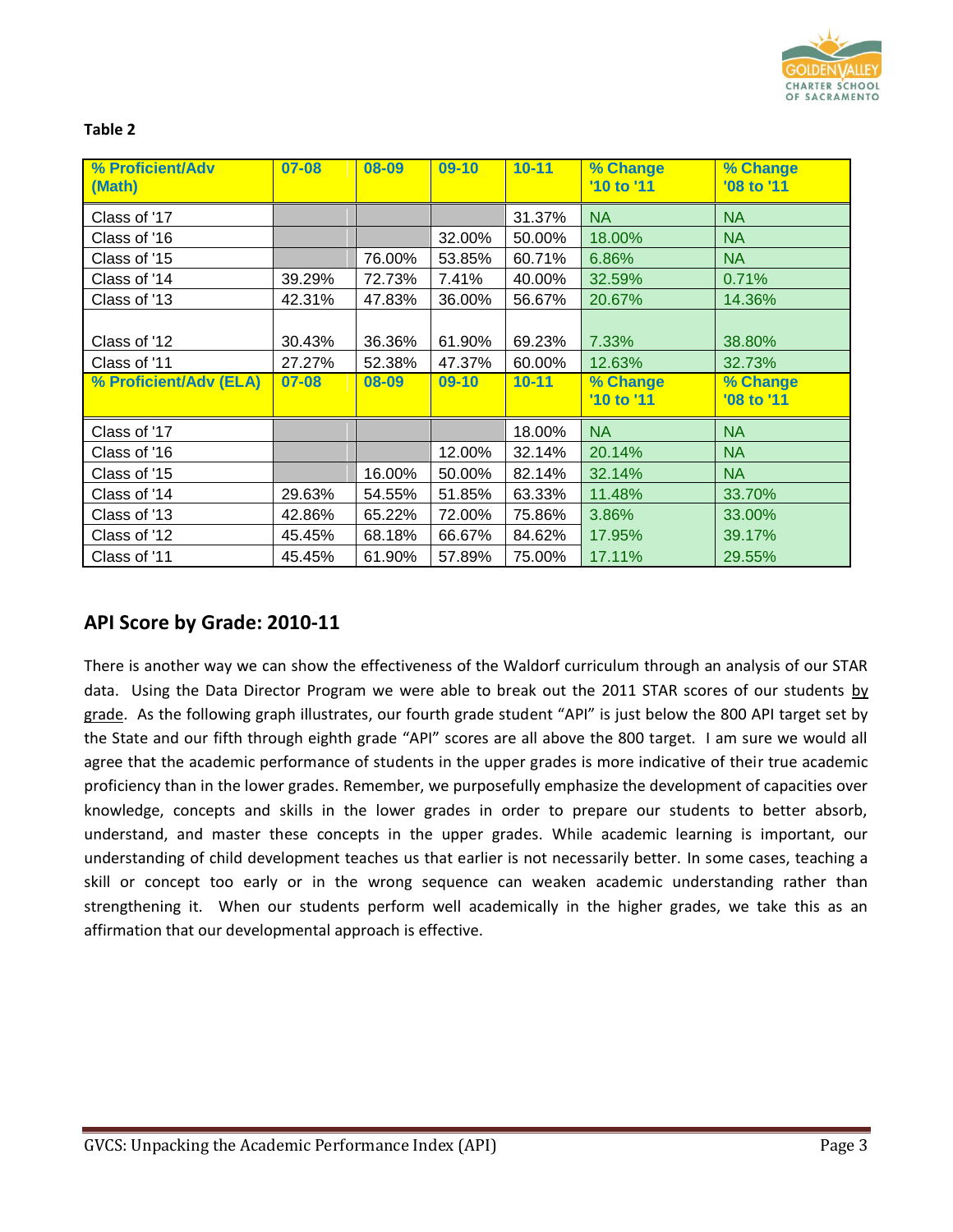**Table 2**

| % Proficient/Adv (Math) | 07-08 | 08-09 | 09-10 | 10-11 | % Change '10 to '11 | % Change '08 to '11 |
|---|---|---|---|---|---|---|
| Class of '17 | | | | 31.37% | NA | NA |
| Class of '16 | | | 32.00% | 50.00% | 18.00% | NA |
| Class of '15 | | 76.00% | 53.85% | 60.71% | 6.86% | NA |
| Class of '14 | 39.29% | 72.73% | 7.41% | 40.00% | 32.59% | 0.71% |
| Class of '13 | 42.31% | 47.83% | 36.00% | 56.67% | 20.67% | 14.36% |
| Class of '12 | 30.43% | 36.36% | 61.90% | 69.23% | 7.33% | 38.80% |
| Class of '11 | 27.27% | 52.38% | 47.37% | 60.00% | 12.63% | 32.73% |
| **% Proficient/Adv (ELA)** | **07-08** | **08-09** | **09-10** | **10-11** | **% Change '10 to '11** | **% Change '08 to '11** |
| Class of '17 | | | | 18.00% | NA | NA |
| Class of '16 | | | 12.00% | 32.14% | 20.14% | NA |
| Class of '15 | | 16.00% | 50.00% | 82.14% | 32.14% | NA |
| Class of '14 | 29.63% | 54.55% | 51.85% | 63.33% | 11.48% | 33.70% |
| Class of '13 | 42.86% | 65.22% | 72.00% | 75.86% | 3.86% | 33.00% |
| Class of '12 | 45.45% | 68.18% | 66.67% | 84.62% | 17.95% | 39.17% |
| Class of '11 | 45.45% | 61.90% | 57.89% | 75.00% | 17.11% | 29.55% |

## API Score by Grade: 2010-11

There is another way we can show the effectiveness of the Waldorf curriculum through an analysis of our STAR data. Using the Data Director Program we were able to break out the 2011 STAR scores of our students by grade. As the following graph illustrates, our fourth grade student "API" is just below the 800 API target set by the State and our fifth through eighth grade "API" scores are all above the 800 target. I am sure we would all agree that the academic performance of students in the upper grades is more indicative of their true academic proficiency than in the lower grades. Remember, we purposefully emphasize the development of capacities over knowledge, concepts and skills in the lower grades in order to prepare our students to better absorb, understand, and master these concepts in the upper grades. While academic learning is important, our understanding of child development teaches us that earlier is not necessarily better. In some cases, teaching a skill or concept too early or in the wrong sequence can weaken academic understanding rather than strengthening it. When our students perform well academically in the higher grades, we take this as an affirmation that our developmental approach is effective.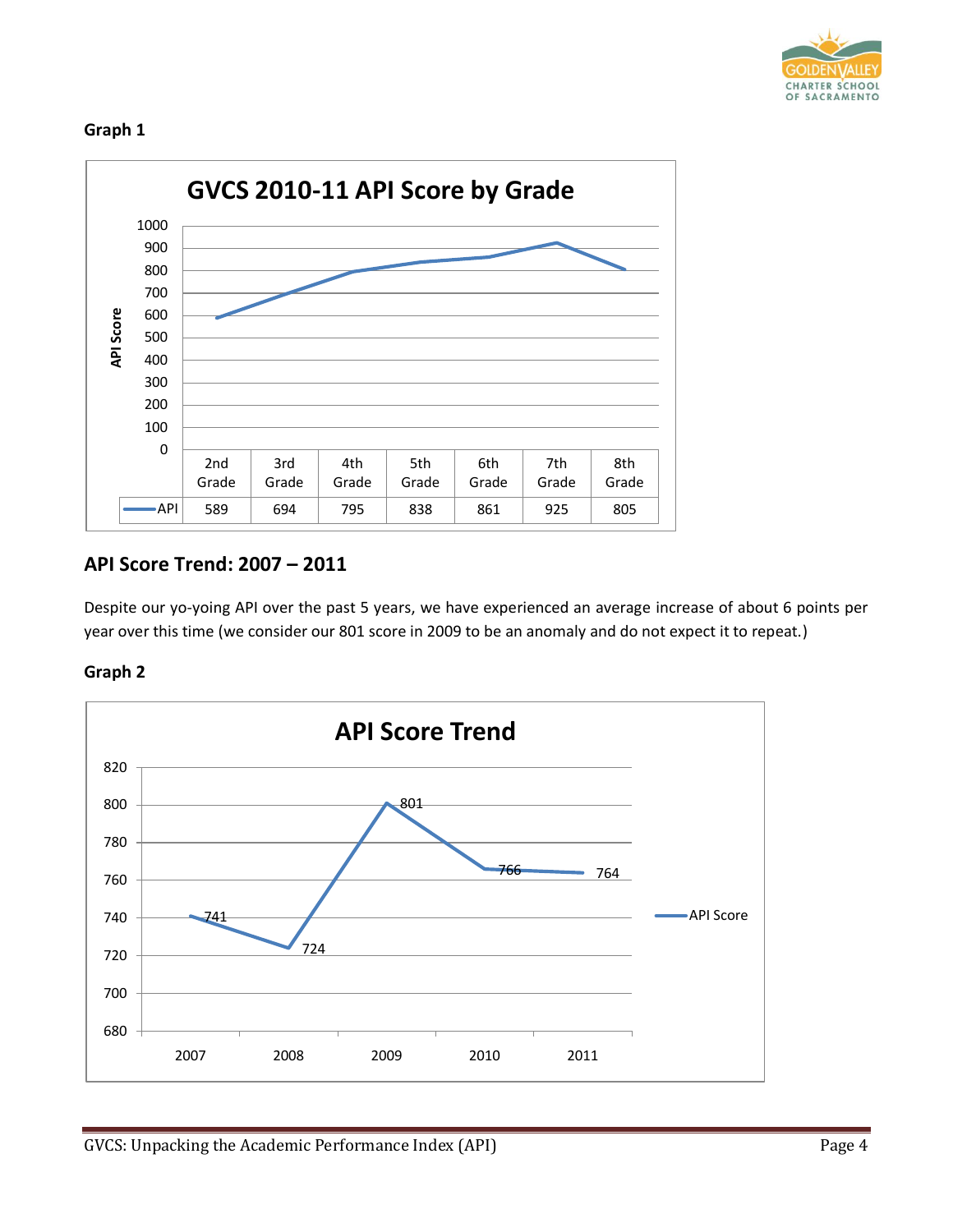**Graph 1**

GVCS 2010-11 API Score by Grade

API Score

1000
900
800
700
600
500
400
300
200
100
0

2nd Grade, 3rd Grade, 4th Grade, 5th Grade, 6th Grade, 7th Grade, 8th Grade

API: 589, 694, 795, 838, 861, 925, 805

## API Score Trend: 2007 – 2011

Despite our yo-yoing API over the past 5 years, we have experienced an average increase of about 6 points per year over this time (we consider our 801 score in 2009 to be an anomaly and do not expect it to repeat.)

**Graph 2**

API Score Trend

820
800
780
760
740
720
700
680

741
724
801
766
764

2007
2008
2009
2010
2011

API Score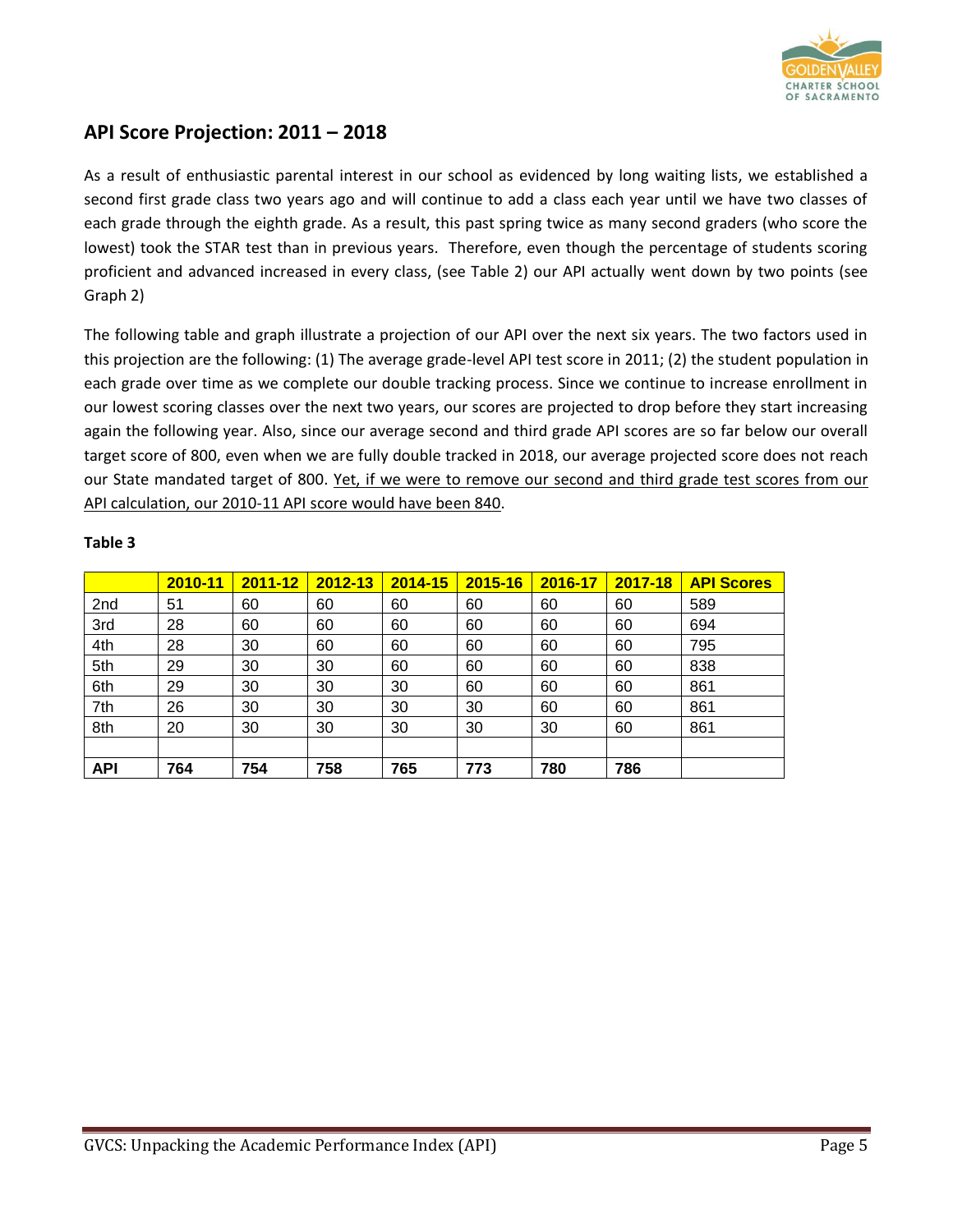## API Score Projection: 2011 – 2018

As a result of enthusiastic parental interest in our school as evidenced by long waiting lists, we established a second first grade class two years ago and will continue to add a class each year until we have two classes of each grade through the eighth grade. As a result, this past spring twice as many second graders (who score the lowest) took the STAR test than in previous years. Therefore, even though the percentage of students scoring proficient and advanced increased in every class, (see Table 2) our API actually went down by two points (see Graph 2)

The following table and graph illustrate a projection of our API over the next six years. The two factors used in this projection are the following: (1) The average grade-level API test score in 2011; (2) the student population in each grade over time as we complete our double tracking process. Since we continue to increase enrollment in our lowest scoring classes over the next two years, our scores are projected to drop before they start increasing again the following year. Also, since our average second and third grade API scores are so far below our overall target score of 800, even when we are fully double tracked in 2018, our average projected score does not reach our State mandated target of 800. <u>Yet, if we were to remove our second and third grade test scores from our API calculation, our 2010-11 API score would have been 840</u>.

**Table 3**

| | 2010-11 | 2011-12 | 2012-13 | 2014-15 | 2015-16 | 2016-17 | 2017-18 | API Scores |
|---|---|---|---|---|---|---|---|---|
| 2nd | 51 | 60 | 60 | 60 | 60 | 60 | 60 | 589 |
| 3rd | 28 | 60 | 60 | 60 | 60 | 60 | 60 | 694 |
| 4th | 28 | 30 | 60 | 60 | 60 | 60 | 60 | 795 |
| 5th | 29 | 30 | 30 | 60 | 60 | 60 | 60 | 838 |
| 6th | 29 | 30 | 30 | 30 | 60 | 60 | 60 | 861 |
| 7th | 26 | 30 | 30 | 30 | 30 | 60 | 60 | 861 |
| 8th | 20 | 30 | 30 | 30 | 30 | 30 | 60 | 861 |
| | | | | | | | | |
| **API** | **764** | **754** | **758** | **765** | **773** | **780** | **786** | |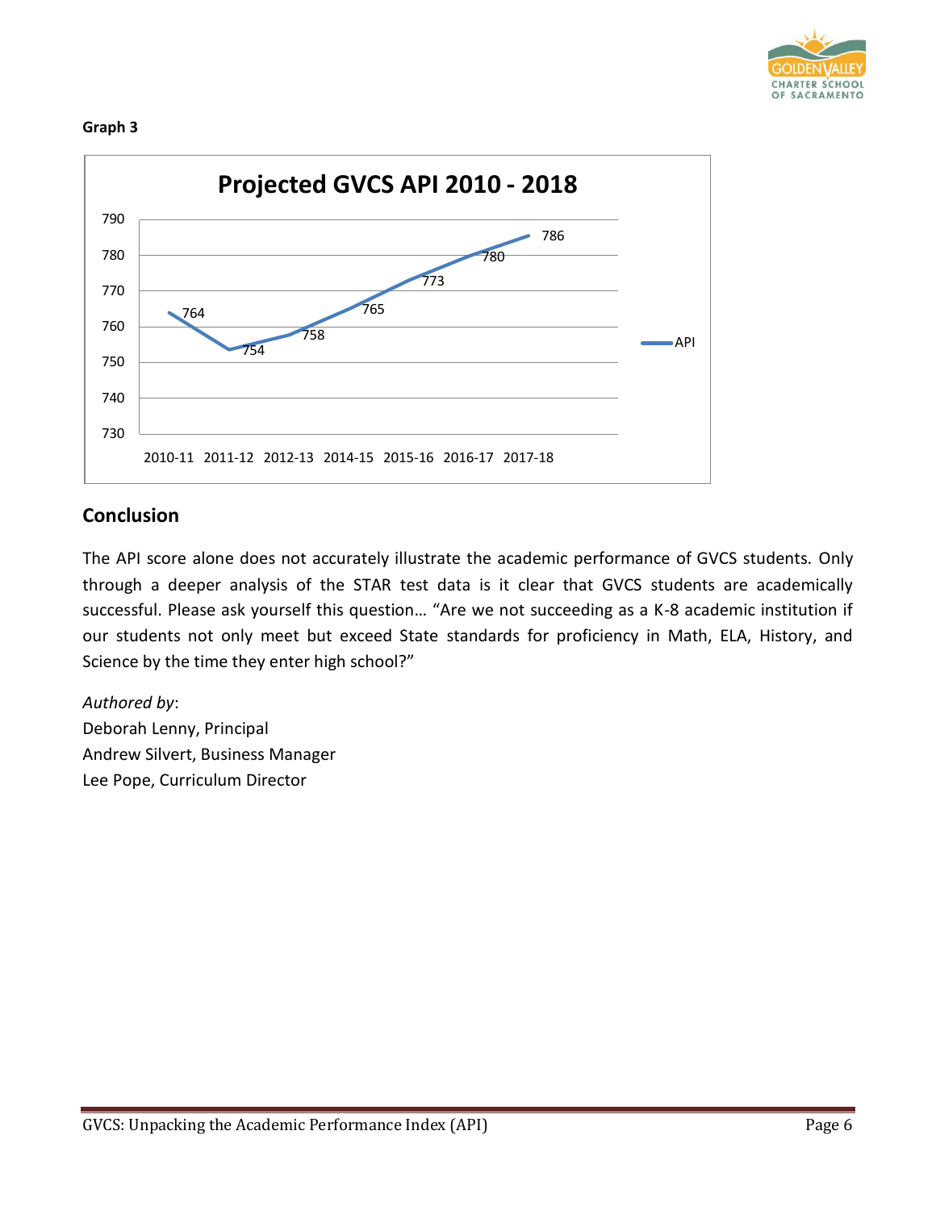**Graph 3**

Projected GVCS API 2010 - 2018

790
780
770
760
750
740
730

764
754
758
765
773
780
786

2010-11 2011-12 2012-13 2014-15 2015-16 2016-17 2017-18

API

## Conclusion

The API score alone does not accurately illustrate the academic performance of GVCS students. Only through a deeper analysis of the STAR test data is it clear that GVCS students are academically successful. Please ask yourself this question… "Are we not succeeding as a K-8 academic institution if our students not only meet but exceed State standards for proficiency in Math, ELA, History, and Science by the time they enter high school?"

*Authored by*:
Deborah Lenny, Principal
Andrew Silvert, Business Manager
Lee Pope, Curriculum Director